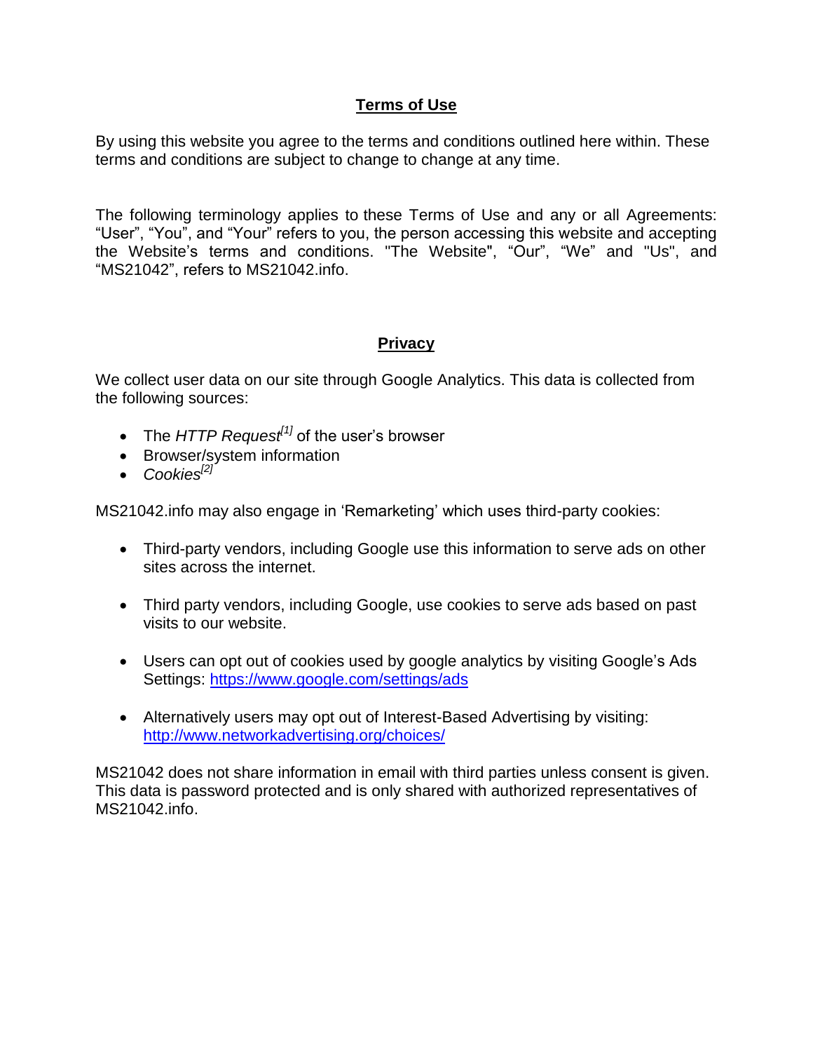## Terms of Use

By using this website you agree to the terms and conditions outlined here within. These terms and conditions are subject to change to change at any time.

The following terminology applies to these Terms of Use and any or all Agreements: "User", "You", and "Your" refers to you, the person accessing this website and accepting the Website's terms and conditions. "The Website", "Our", "We" and "Us", and "MS21042", refers to MS21042.info.

## Privacy

We collect user data on our site through Google Analytics. This data is collected from the following sources:

- The *HTTP Request*[1] of the user's browser
- Browser/system information
- *Cookies*[2]

MS21042.info may also engage in 'Remarketing' which uses third-party cookies:

- Third-party vendors, including Google use this information to serve ads on other sites across the internet.
- Third party vendors, including Google, use cookies to serve ads based on past visits to our website.
- Users can opt out of cookies used by google analytics by visiting Google's Ads Settings: https://www.google.com/settings/ads
- Alternatively users may opt out of Interest-Based Advertising by visiting: http://www.networkadvertising.org/choices/

MS21042 does not share information in email with third parties unless consent is given. This data is password protected and is only shared with authorized representatives of MS21042.info.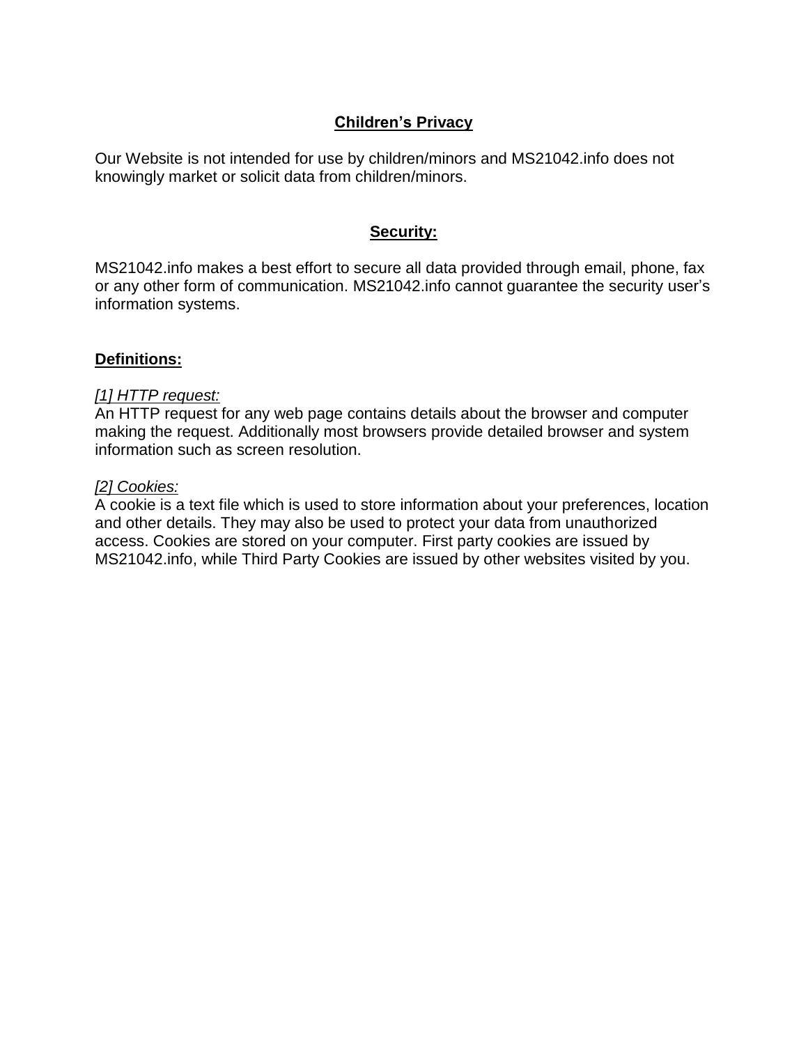## **Children's Privacy**

Our Website is not intended for use by children/minors and MS21042.info does not knowingly market or solicit data from children/minors.

## **Security:**

MS21042.info makes a best effort to secure all data provided through email, phone, fax or any other form of communication. MS21042.info cannot guarantee the security user's information systems.

## **Definitions:**

*[1] HTTP request:*
An HTTP request for any web page contains details about the browser and computer making the request. Additionally most browsers provide detailed browser and system information such as screen resolution.

*[2] Cookies:*
A cookie is a text file which is used to store information about your preferences, location and other details. They may also be used to protect your data from unauthorized access. Cookies are stored on your computer. First party cookies are issued by MS21042.info, while Third Party Cookies are issued by other websites visited by you.